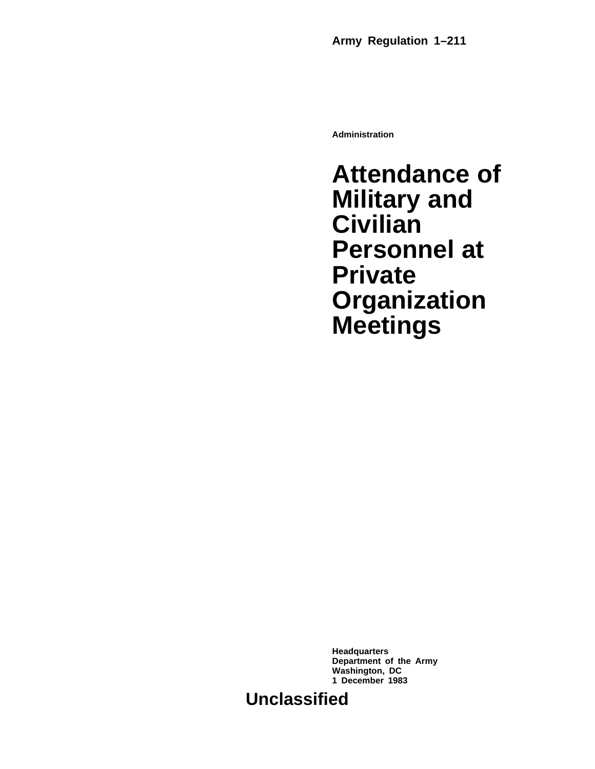**Army Regulation 1–211**

**Administration**

# Attendance of Military and Civilian Personnel at Private Organization Meetings

**Headquarters**
**Department of the Army**
**Washington, DC**
**1 December 1983**

**Unclassified**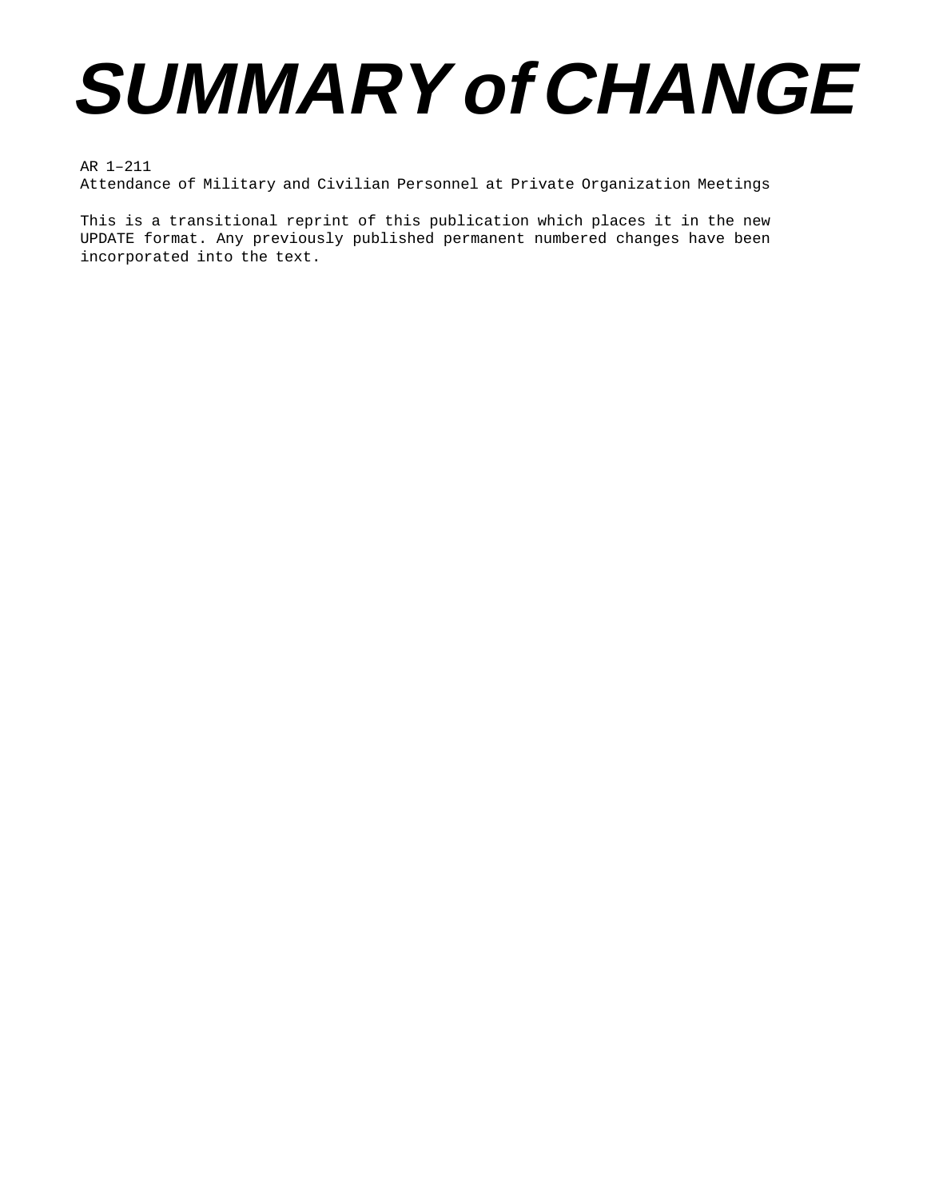# SUMMARY of CHANGE

AR 1–211
Attendance of Military and Civilian Personnel at Private Organization Meetings

This is a transitional reprint of this publication which places it in the new UPDATE format. Any previously published permanent numbered changes have been incorporated into the text.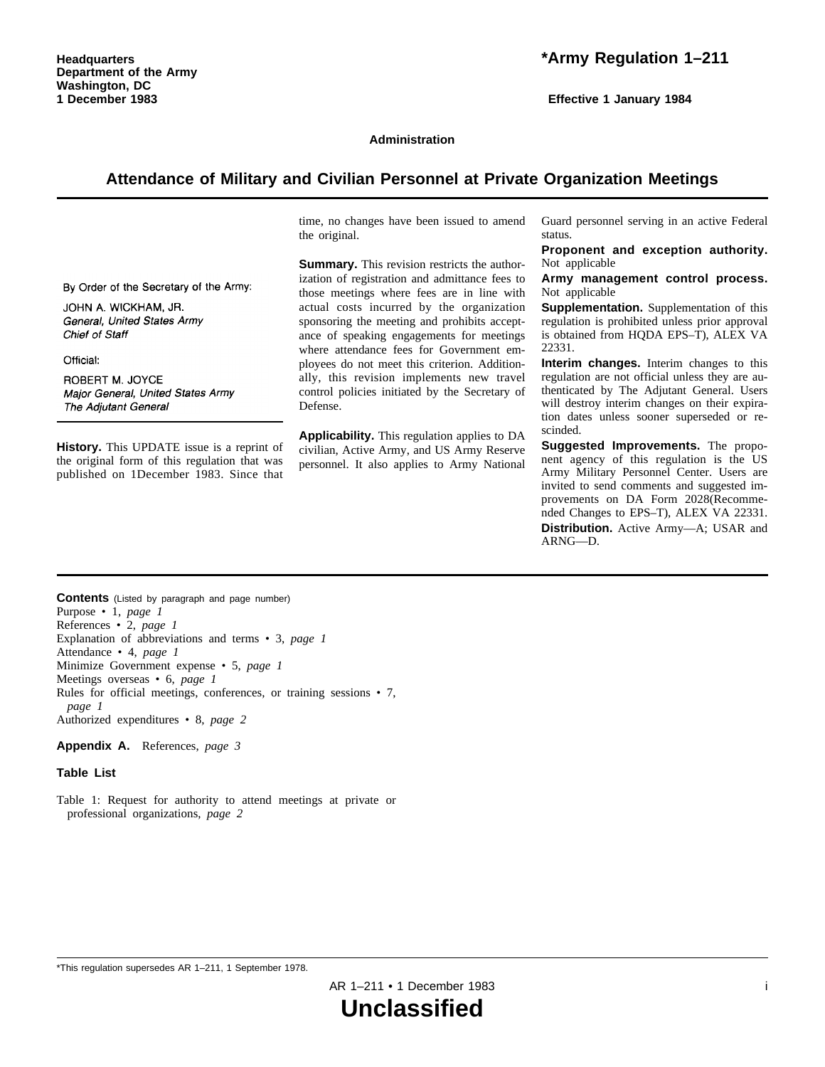Headquarters
Department of the Army
Washington, DC
1 December 1983

# *Army Regulation 1–211

Effective 1 January 1984

**Administration**

## Attendance of Military and Civilian Personnel at Private Organization Meetings

By Order of the Secretary of the Army:

JOHN A. WICKHAM, JR.
*General, United States Army*
*Chief of Staff*

Official:

ROBERT M. JOYCE
*Major General, United States Army*
*The Adjutant General*

**History.** This UPDATE issue is a reprint of the original form of this regulation that was published on 1December 1983. Since that time, no changes have been issued to amend the original.

**Summary.** This revision restricts the authorization of registration and admittance fees to those meetings where fees are in line with actual costs incurred by the organization sponsoring the meeting and prohibits acceptance of speaking engagements for meetings where attendance fees for Government employees do not meet this criterion. Additionally, this revision implements new travel control policies initiated by the Secretary of Defense.

**Applicability.** This regulation applies to DA civilian, Active Army, and US Army Reserve personnel. It also applies to Army National Guard personnel serving in an active Federal status.

**Proponent and exception authority.** Not applicable

**Army management control process.** Not applicable

**Supplementation.** Supplementation of this regulation is prohibited unless prior approval is obtained from HQDA EPS–T), ALEX VA 22331.

**Interim changes.** Interim changes to this regulation are not official unless they are authenticated by The Adjutant General. Users will destroy interim changes on their expiration dates unless sooner superseded or rescinded.

**Suggested Improvements.** The proponent agency of this regulation is the US Army Military Personnel Center. Users are invited to send comments and suggested improvements on DA Form 2028(Recommended Changes to EPS–T), ALEX VA 22331.

**Distribution.** Active Army—A; USAR and ARNG—D.

**Contents** (Listed by paragraph and page number)

Purpose • 1, *page 1*
References • 2, *page 1*
Explanation of abbreviations and terms • 3, *page 1*
Attendance • 4, *page 1*
Minimize Government expense • 5, *page 1*
Meetings overseas • 6, *page 1*
Rules for official meetings, conferences, or training sessions • 7, *page 1*
Authorized expenditures • 8, *page 2*

**Appendix A.** References, *page 3*

**Table List**

Table 1: Request for authority to attend meetings at private or professional organizations, *page 2*

*This regulation supersedes AR 1–211, 1 September 1978.

**Unclassified**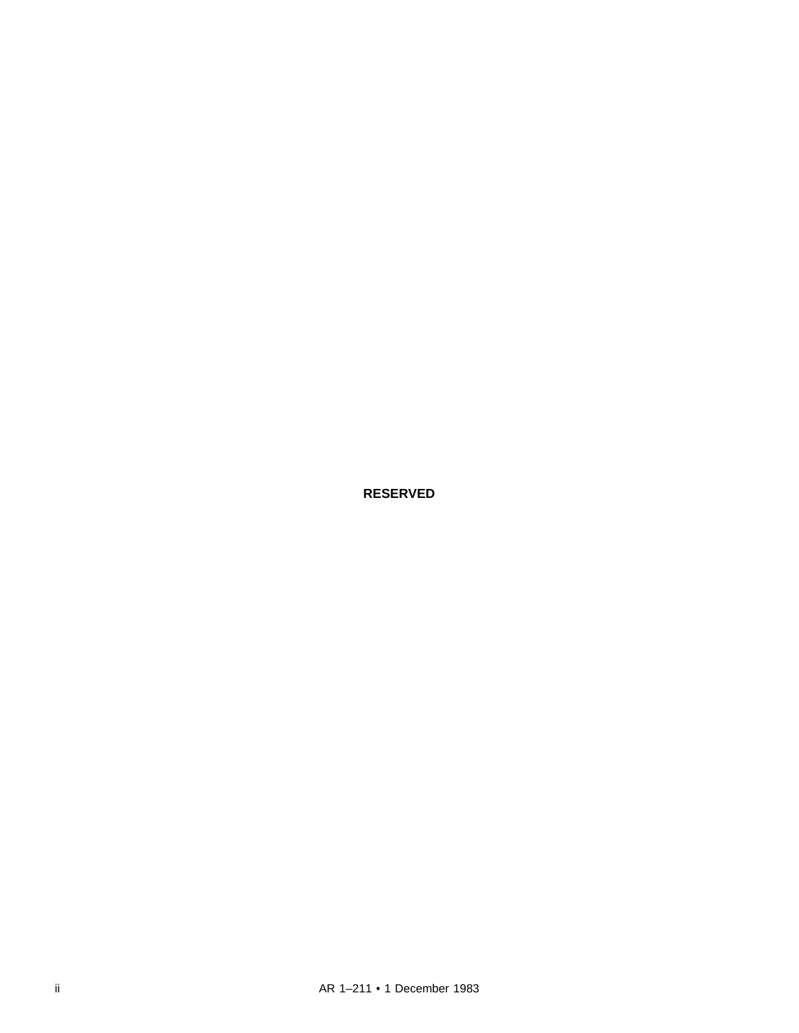**RESERVED**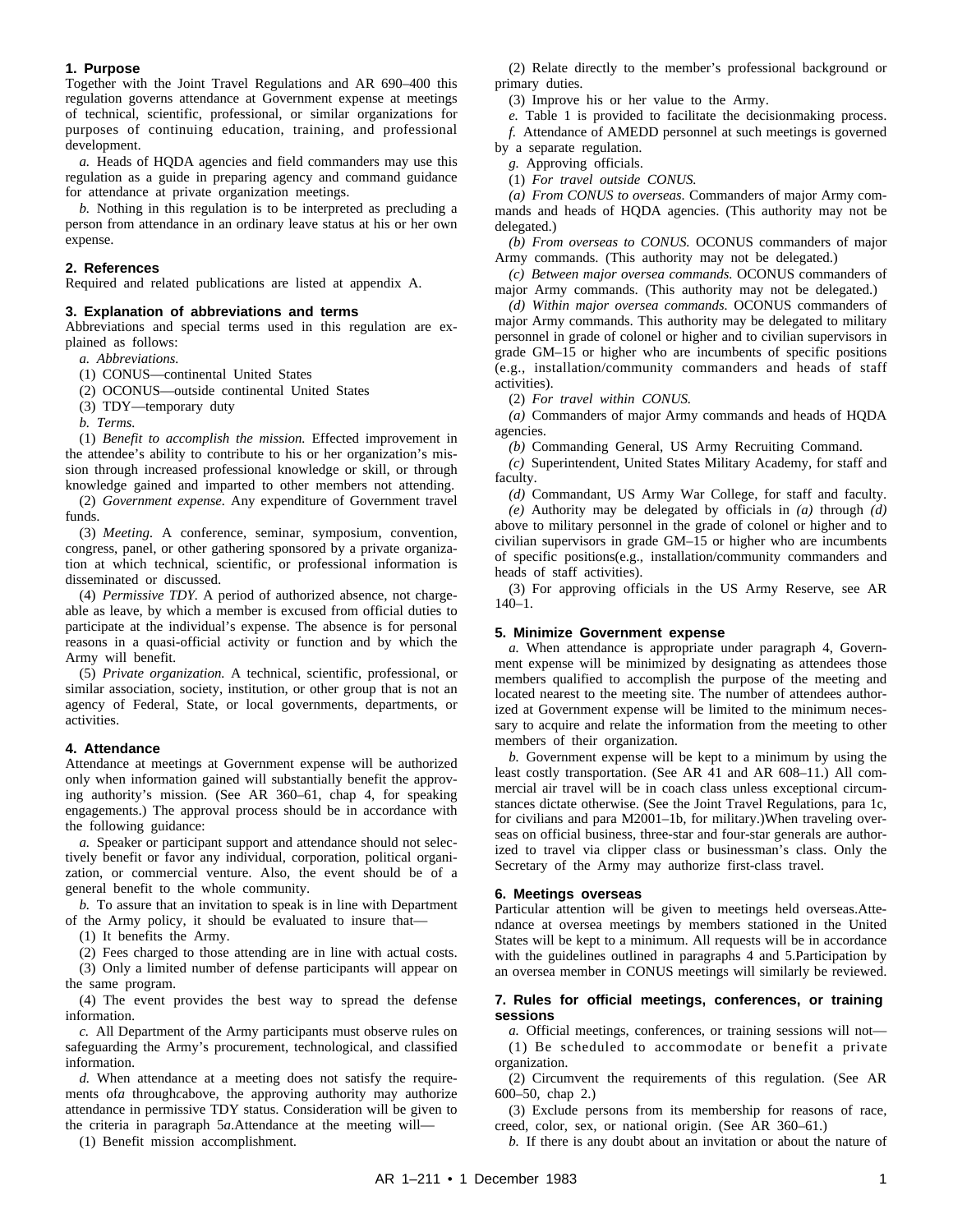## 1. Purpose

Together with the Joint Travel Regulations and AR 690–400 this regulation governs attendance at Government expense at meetings of technical, scientific, professional, or similar organizations for purposes of continuing education, training, and professional development.

*a.* Heads of HQDA agencies and field commanders may use this regulation as a guide in preparing agency and command guidance for attendance at private organization meetings.

*b.* Nothing in this regulation is to be interpreted as precluding a person from attendance in an ordinary leave status at his or her own expense.

## 2. References

Required and related publications are listed at appendix A.

## 3. Explanation of abbreviations and terms

Abbreviations and special terms used in this regulation are explained as follows:

*a. Abbreviations.*

(1) CONUS—continental United States

(2) OCONUS—outside continental United States

(3) TDY—temporary duty

*b. Terms.*

(1) *Benefit to accomplish the mission.* Effected improvement in the attendee's ability to contribute to his or her organization's mission through increased professional knowledge or skill, or through knowledge gained and imparted to other members not attending.

(2) *Government expense.* Any expenditure of Government travel funds.

(3) *Meeting.* A conference, seminar, symposium, convention, congress, panel, or other gathering sponsored by a private organization at which technical, scientific, or professional information is disseminated or discussed.

(4) *Permissive TDY.* A period of authorized absence, not chargeable as leave, by which a member is excused from official duties to participate at the individual's expense. The absence is for personal reasons in a quasi-official activity or function and by which the Army will benefit.

(5) *Private organization.* A technical, scientific, professional, or similar association, society, institution, or other group that is not an agency of Federal, State, or local governments, departments, or activities.

## 4. Attendance

Attendance at meetings at Government expense will be authorized only when information gained will substantially benefit the approving authority's mission. (See AR 360–61, chap 4, for speaking engagements.) The approval process should be in accordance with the following guidance:

*a.* Speaker or participant support and attendance should not selectively benefit or favor any individual, corporation, political organization, or commercial venture. Also, the event should be of a general benefit to the whole community.

*b.* To assure that an invitation to speak is in line with Department of the Army policy, it should be evaluated to insure that—

(1) It benefits the Army.

(2) Fees charged to those attending are in line with actual costs.

(3) Only a limited number of defense participants will appear on the same program.

(4) The event provides the best way to spread the defense information.

*c.* All Department of the Army participants must observe rules on safeguarding the Army's procurement, technological, and classified information.

*d.* When attendance at a meeting does not satisfy the requirements of*a* through*c*above, the approving authority may authorize attendance in permissive TDY status. Consideration will be given to the criteria in paragraph 5*a*.Attendance at the meeting will—

(1) Benefit mission accomplishment.

(2) Relate directly to the member's professional background or primary duties.

(3) Improve his or her value to the Army.

*e.* Table 1 is provided to facilitate the decisionmaking process.

*f.* Attendance of AMEDD personnel at such meetings is governed by a separate regulation.

*g.* Approving officials.

(1) *For travel outside CONUS.*

*(a) From CONUS to overseas.* Commanders of major Army commands and heads of HQDA agencies. (This authority may not be delegated.)

*(b) From overseas to CONUS.* OCONUS commanders of major Army commands. (This authority may not be delegated.)

*(c) Between major oversea commands.* OCONUS commanders of major Army commands. (This authority may not be delegated.)

*(d) Within major oversea commands.* OCONUS commanders of major Army commands. This authority may be delegated to military personnel in grade of colonel or higher and to civilian supervisors in grade GM–15 or higher who are incumbents of specific positions (e.g., installation/community commanders and heads of staff activities).

(2) *For travel within CONUS.*

*(a)* Commanders of major Army commands and heads of HQDA agencies.

*(b)* Commanding General, US Army Recruiting Command.

*(c)* Superintendent, United States Military Academy, for staff and faculty.

*(d)* Commandant, US Army War College, for staff and faculty.

*(e)* Authority may be delegated by officials in *(a)* through *(d)* above to military personnel in the grade of colonel or higher and to civilian supervisors in grade GM–15 or higher who are incumbents of specific positions(e.g., installation/community commanders and heads of staff activities).

(3) For approving officials in the US Army Reserve, see AR 140–1.

## 5. Minimize Government expense

*a.* When attendance is appropriate under paragraph 4, Government expense will be minimized by designating as attendees those members qualified to accomplish the purpose of the meeting and located nearest to the meeting site. The number of attendees authorized at Government expense will be limited to the minimum necessary to acquire and relate the information from the meeting to other members of their organization.

*b.* Government expense will be kept to a minimum by using the least costly transportation. (See AR 41 and AR 608–11.) All commercial air travel will be in coach class unless exceptional circumstances dictate otherwise. (See the Joint Travel Regulations, para 1c, for civilians and para M2001–1b, for military.)When traveling overseas on official business, three-star and four-star generals are authorized to travel via clipper class or businessman's class. Only the Secretary of the Army may authorize first-class travel.

## 6. Meetings overseas

Particular attention will be given to meetings held overseas.Attendance at oversea meetings by members stationed in the United States will be kept to a minimum. All requests will be in accordance with the guidelines outlined in paragraphs 4 and 5.Participation by an oversea member in CONUS meetings will similarly be reviewed.

## 7. Rules for official meetings, conferences, or training sessions

*a.* Official meetings, conferences, or training sessions will not—

(1) Be scheduled to accommodate or benefit a private organization.

(2) Circumvent the requirements of this regulation. (See AR 600–50, chap 2.)

(3) Exclude persons from its membership for reasons of race, creed, color, sex, or national origin. (See AR 360–61.)

*b.* If there is any doubt about an invitation or about the nature of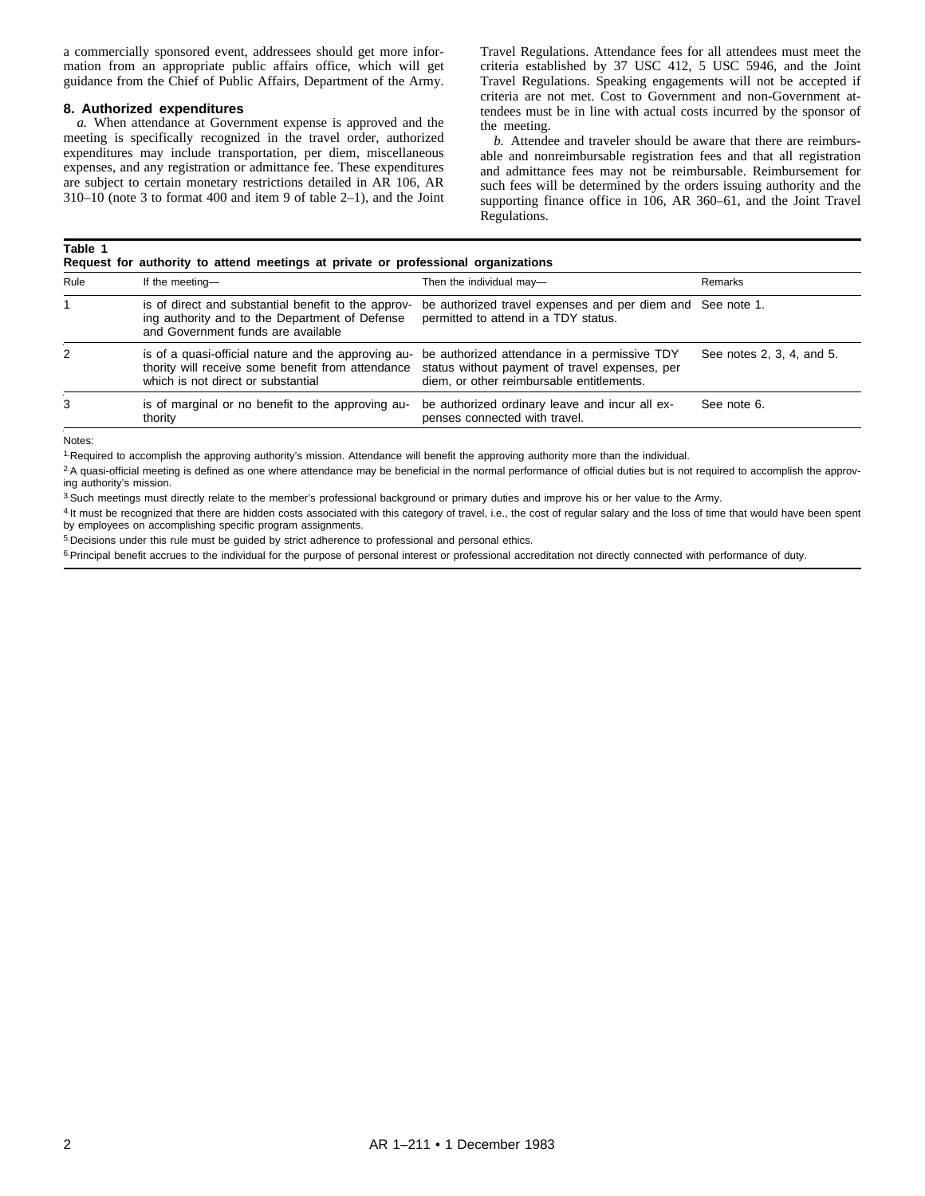a commercially sponsored event, addressees should get more information from an appropriate public affairs office, which will get guidance from the Chief of Public Affairs, Department of the Army.

### 8. Authorized expenditures

*a.* When attendance at Government expense is approved and the meeting is specifically recognized in the travel order, authorized expenditures may include transportation, per diem, miscellaneous expenses, and any registration or admittance fee. These expenditures are subject to certain monetary restrictions detailed in AR 106, AR 310–10 (note 3 to format 400 and item 9 of table 2–1), and the Joint Travel Regulations. Attendance fees for all attendees must meet the criteria established by 37 USC 412, 5 USC 5946, and the Joint Travel Regulations. Speaking engagements will not be accepted if criteria are not met. Cost to Government and non-Government attendees must be in line with actual costs incurred by the sponsor of the meeting.

*b.* Attendee and traveler should be aware that there are reimbursable and nonreimbursable registration fees and that all registration and admittance fees may not be reimbursable. Reimbursement for such fees will be determined by the orders issuing authority and the supporting finance office in 106, AR 360–61, and the Joint Travel Regulations.

**Table 1**
**Request for authority to attend meetings at private or professional organizations**

| Rule | If the meeting— | Then the individual may— | Remarks |
|---|---|---|---|
| 1 | is of direct and substantial benefit to the approving authority and to the Department of Defense and Government funds are available | be authorized travel expenses and per diem and permitted to attend in a TDY status. | See note 1. |
| 2 | is of a quasi-official nature and the approving authority will receive some benefit from attendance which is not direct or substantial | be authorized attendance in a permissive TDY status without payment of travel expenses, per diem, or other reimbursable entitlements. | See notes 2, 3, 4, and 5. |
| 3 | is of marginal or no benefit to the approving authority | be authorized ordinary leave and incur all expenses connected with travel. | See note 6. |

Notes:

[1] Required to accomplish the approving authority's mission. Attendance will benefit the approving authority more than the individual.

[2] A quasi-official meeting is defined as one where attendance may be beneficial in the normal performance of official duties but is not required to accomplish the approving authority's mission.

[3] Such meetings must directly relate to the member's professional background or primary duties and improve his or her value to the Army.

[4] It must be recognized that there are hidden costs associated with this category of travel, i.e., the cost of regular salary and the loss of time that would have been spent by employees on accomplishing specific program assignments.

[5] Decisions under this rule must be guided by strict adherence to professional and personal ethics.

[6] Principal benefit accrues to the individual for the purpose of personal interest or professional accreditation not directly connected with performance of duty.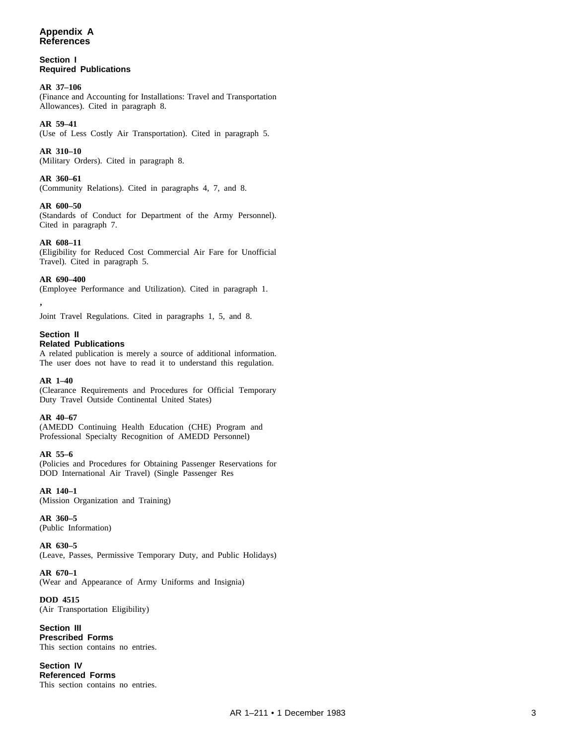# Appendix A
# References

## Section I
## Required Publications

**AR 37–106**
(Finance and Accounting for Installations: Travel and Transportation Allowances). Cited in paragraph 8.

**AR 59–41**
(Use of Less Costly Air Transportation). Cited in paragraph 5.

**AR 310–10**
(Military Orders). Cited in paragraph 8.

**AR 360–61**
(Community Relations). Cited in paragraphs 4, 7, and 8.

**AR 600–50**
(Standards of Conduct for Department of the Army Personnel). Cited in paragraph 7.

**AR 608–11**
(Eligibility for Reduced Cost Commercial Air Fare for Unofficial Travel). Cited in paragraph 5.

**AR 690–400**
(Employee Performance and Utilization). Cited in paragraph 1.

**,**

Joint Travel Regulations. Cited in paragraphs 1, 5, and 8.

## Section II
## Related Publications

A related publication is merely a source of additional information. The user does not have to read it to understand this regulation.

**AR 1–40**
(Clearance Requirements and Procedures for Official Temporary Duty Travel Outside Continental United States)

**AR 40–67**
(AMEDD Continuing Health Education (CHE) Program and Professional Specialty Recognition of AMEDD Personnel)

**AR 55–6**
(Policies and Procedures for Obtaining Passenger Reservations for DOD International Air Travel) (Single Passenger Res

**AR 140–1**
(Mission Organization and Training)

**AR 360–5**
(Public Information)

**AR 630–5**
(Leave, Passes, Permissive Temporary Duty, and Public Holidays)

**AR 670–1**
(Wear and Appearance of Army Uniforms and Insignia)

**DOD 4515**
(Air Transportation Eligibility)

## Section III
## Prescribed Forms

This section contains no entries.

## Section IV
## Referenced Forms

This section contains no entries.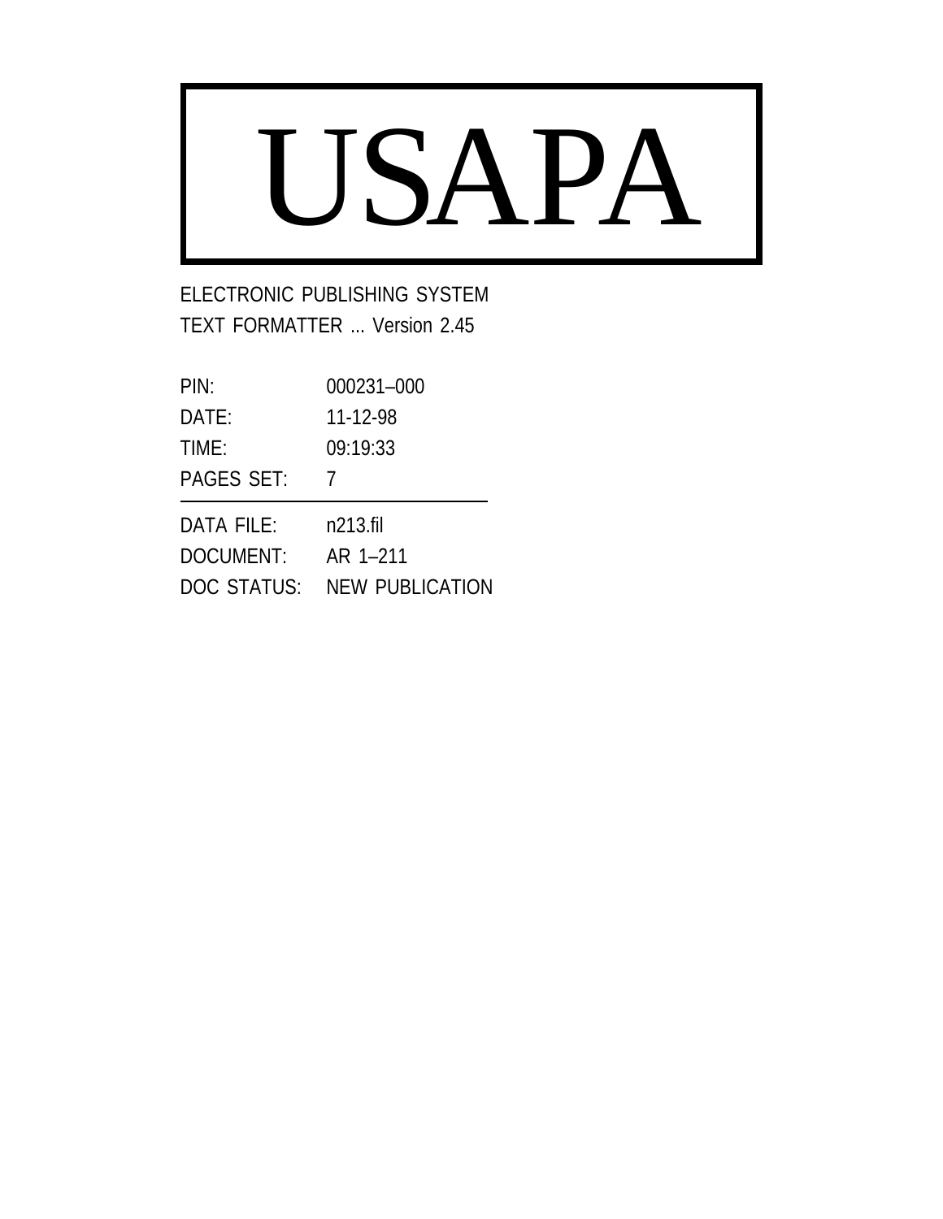# USAPA

ELECTRONIC PUBLISHING SYSTEM
TEXT FORMATTER ... Version 2.45

| | |
|---|---|
| PIN: | 000231–000 |
| DATE: | 11-12-98 |
| TIME: | 09:19:33 |
| PAGES SET: | 7 |

| | |
|---|---|
| DATA FILE: | n213.fil |
| DOCUMENT: | AR 1–211 |
| DOC STATUS: | NEW PUBLICATION |